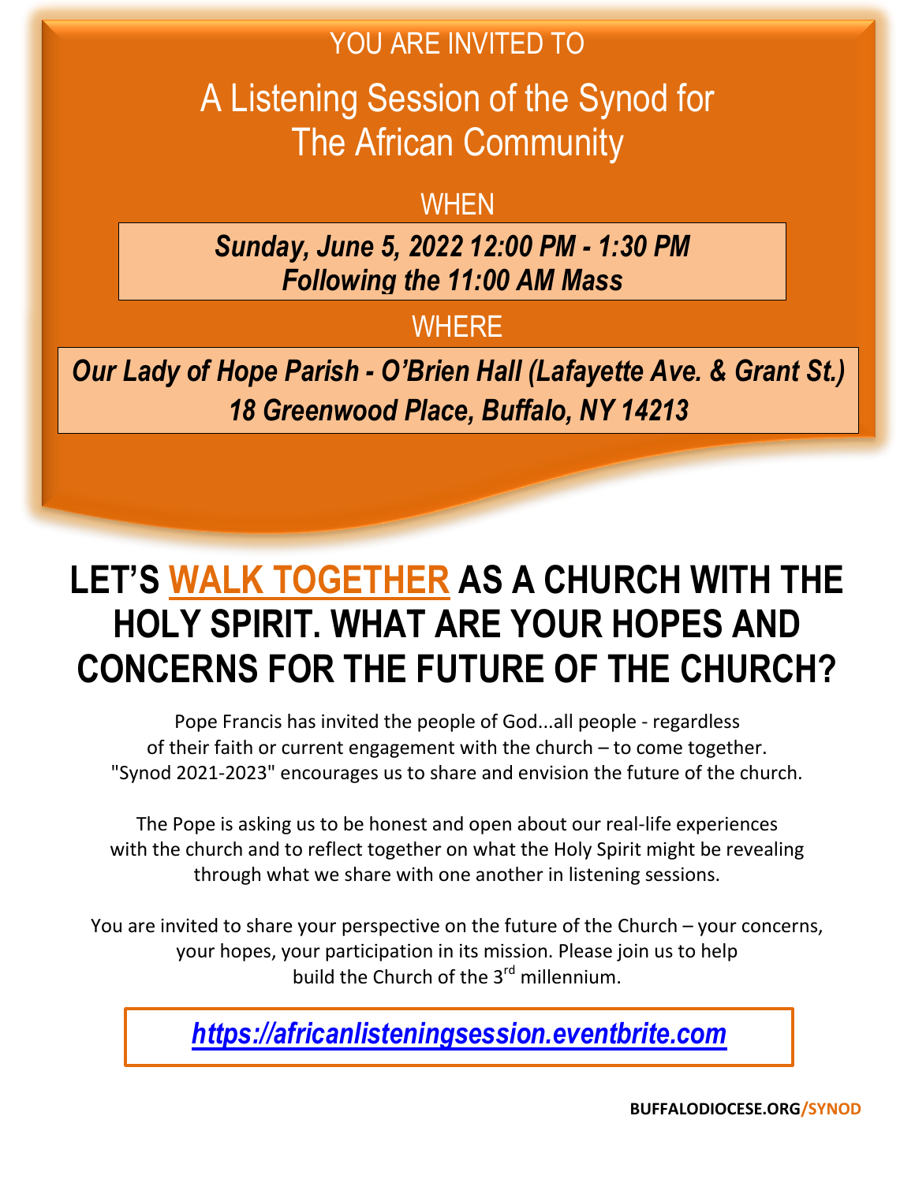YOU ARE INVITED TO

# A Listening Session of the Synod for The African Community

WHEN

***Sunday, June 5, 2022 12:00 PM - 1:30 PM***
***Following the 11:00 AM Mass***

WHERE

***Our Lady of Hope Parish - O'Brien Hall (Lafayette Ave. & Grant St.)***
***18 Greenwood Place, Buffalo, NY 14213***

## LET'S WALK TOGETHER AS A CHURCH WITH THE HOLY SPIRIT. WHAT ARE YOUR HOPES AND CONCERNS FOR THE FUTURE OF THE CHURCH?

Pope Francis has invited the people of God...all people - regardless of their faith or current engagement with the church – to come together. "Synod 2021-2023" encourages us to share and envision the future of the church.

The Pope is asking us to be honest and open about our real-life experiences with the church and to reflect together on what the Holy Spirit might be revealing through what we share with one another in listening sessions.

You are invited to share your perspective on the future of the Church – your concerns, your hopes, your participation in its mission. Please join us to help build the Church of the 3rd millennium.

***https://africanlisteningsession.eventbrite.com***

**BUFFALODIOCESE.ORG/SYNOD**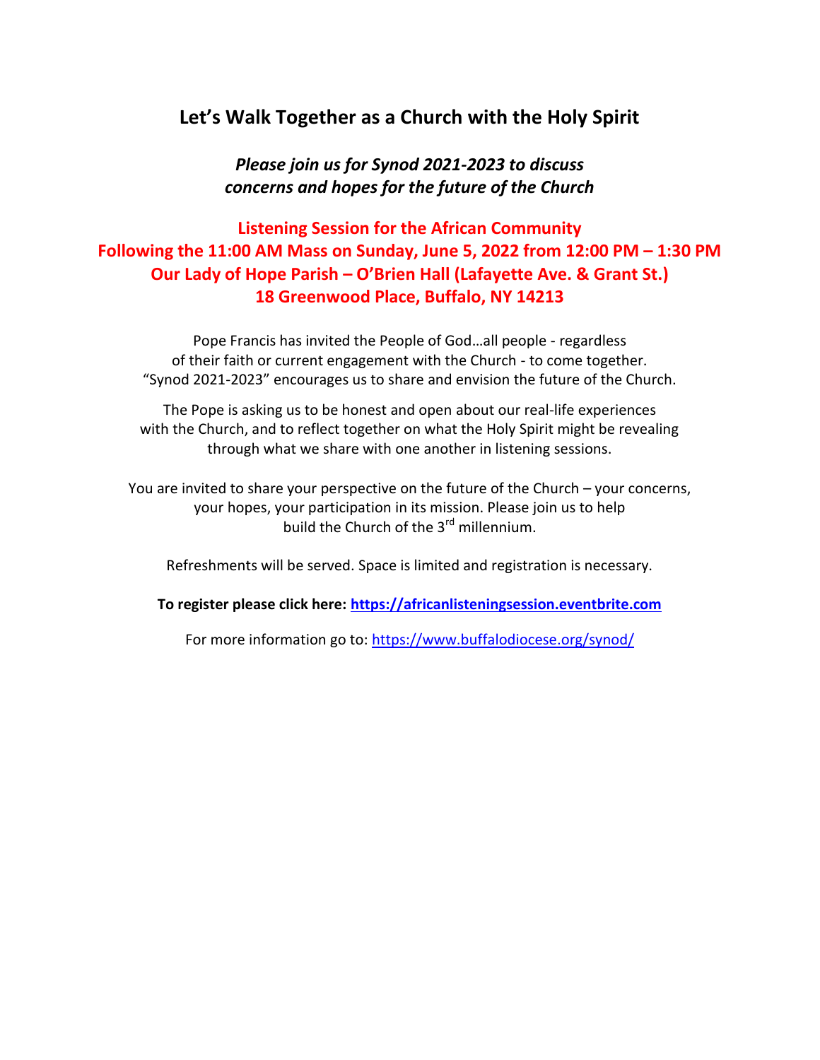## Let's Walk Together as a Church with the Holy Spirit

***Please join us for Synod 2021-2023 to discuss concerns and hopes for the future of the Church***

**Listening Session for the African Community**
**Following the 11:00 AM Mass on Sunday, June 5, 2022 from 12:00 PM – 1:30 PM**
**Our Lady of Hope Parish – O'Brien Hall (Lafayette Ave. & Grant St.)**
**18 Greenwood Place, Buffalo, NY 14213**

Pope Francis has invited the People of God…all people - regardless of their faith or current engagement with the Church - to come together. "Synod 2021-2023" encourages us to share and envision the future of the Church.

The Pope is asking us to be honest and open about our real-life experiences with the Church, and to reflect together on what the Holy Spirit might be revealing through what we share with one another in listening sessions.

You are invited to share your perspective on the future of the Church – your concerns, your hopes, your participation in its mission. Please join us to help build the Church of the 3rd millennium.

Refreshments will be served. Space is limited and registration is necessary.

**To register please click here: https://africanlisteningsession.eventbrite.com**

For more information go to: https://www.buffalodiocese.org/synod/